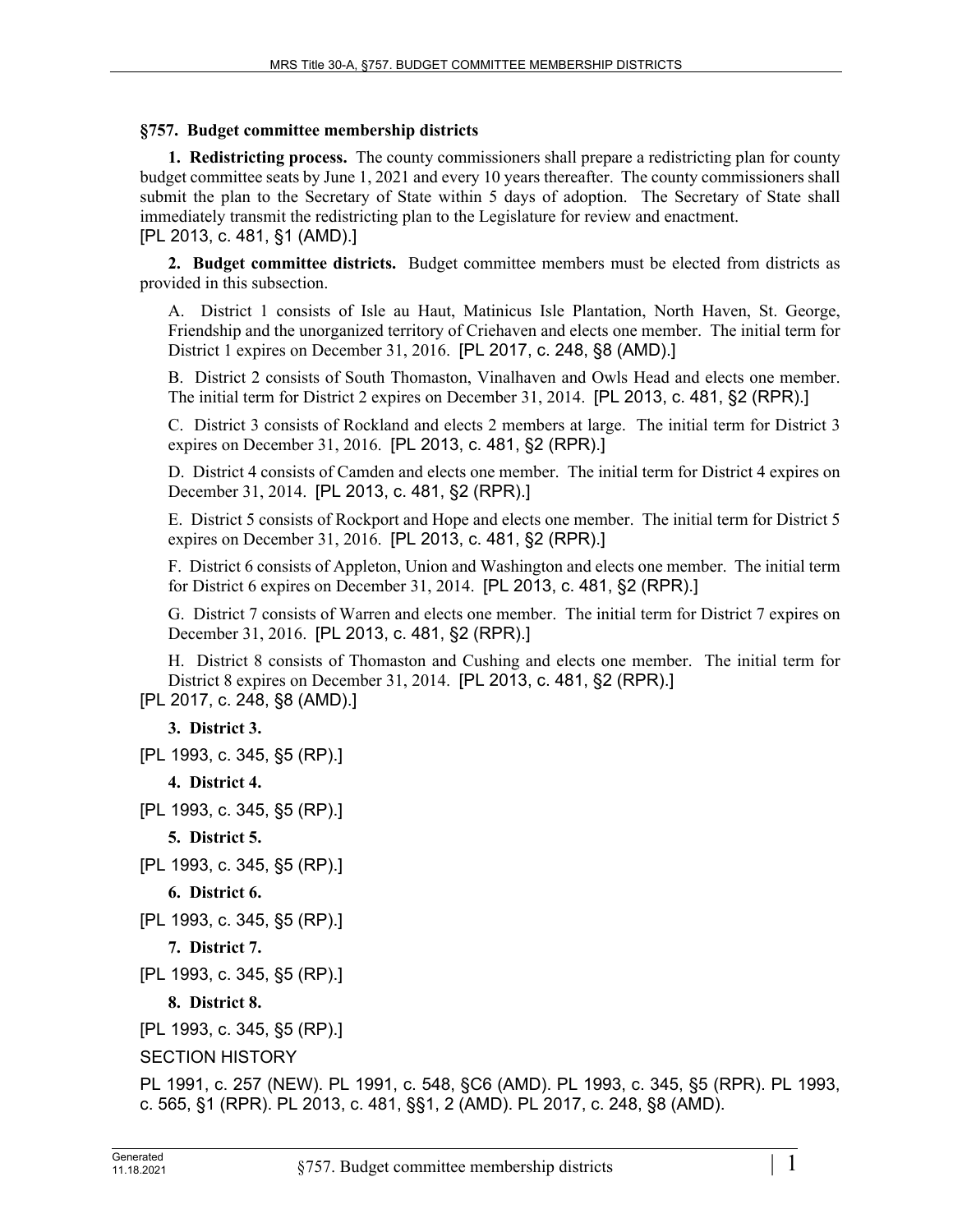**§757. Budget committee membership districts**

**1. Redistricting process.** The county commissioners shall prepare a redistricting plan for county budget committee seats by June 1, 2021 and every 10 years thereafter. The county commissioners shall submit the plan to the Secretary of State within 5 days of adoption. The Secretary of State shall immediately transmit the redistricting plan to the Legislature for review and enactment.
[PL 2013, c. 481, §1 (AMD).]

**2. Budget committee districts.** Budget committee members must be elected from districts as provided in this subsection.

A. District 1 consists of Isle au Haut, Matinicus Isle Plantation, North Haven, St. George, Friendship and the unorganized territory of Criehaven and elects one member. The initial term for District 1 expires on December 31, 2016. [PL 2017, c. 248, §8 (AMD).]

B. District 2 consists of South Thomaston, Vinalhaven and Owls Head and elects one member. The initial term for District 2 expires on December 31, 2014. [PL 2013, c. 481, §2 (RPR).]

C. District 3 consists of Rockland and elects 2 members at large. The initial term for District 3 expires on December 31, 2016. [PL 2013, c. 481, §2 (RPR).]

D. District 4 consists of Camden and elects one member. The initial term for District 4 expires on December 31, 2014. [PL 2013, c. 481, §2 (RPR).]

E. District 5 consists of Rockport and Hope and elects one member. The initial term for District 5 expires on December 31, 2016. [PL 2013, c. 481, §2 (RPR).]

F. District 6 consists of Appleton, Union and Washington and elects one member. The initial term for District 6 expires on December 31, 2014. [PL 2013, c. 481, §2 (RPR).]

G. District 7 consists of Warren and elects one member. The initial term for District 7 expires on December 31, 2016. [PL 2013, c. 481, §2 (RPR).]

H. District 8 consists of Thomaston and Cushing and elects one member. The initial term for District 8 expires on December 31, 2014. [PL 2013, c. 481, §2 (RPR).]

[PL 2017, c. 248, §8 (AMD).]

**3. District 3.**

[PL 1993, c. 345, §5 (RP).]

**4. District 4.**

[PL 1993, c. 345, §5 (RP).]

**5. District 5.**

[PL 1993, c. 345, §5 (RP).]

**6. District 6.**

[PL 1993, c. 345, §5 (RP).]

**7. District 7.**

[PL 1993, c. 345, §5 (RP).]

**8. District 8.**

[PL 1993, c. 345, §5 (RP).]

SECTION HISTORY

PL 1991, c. 257 (NEW). PL 1991, c. 548, §C6 (AMD). PL 1993, c. 345, §5 (RPR). PL 1993, c. 565, §1 (RPR). PL 2013, c. 481, §§1, 2 (AMD). PL 2017, c. 248, §8 (AMD).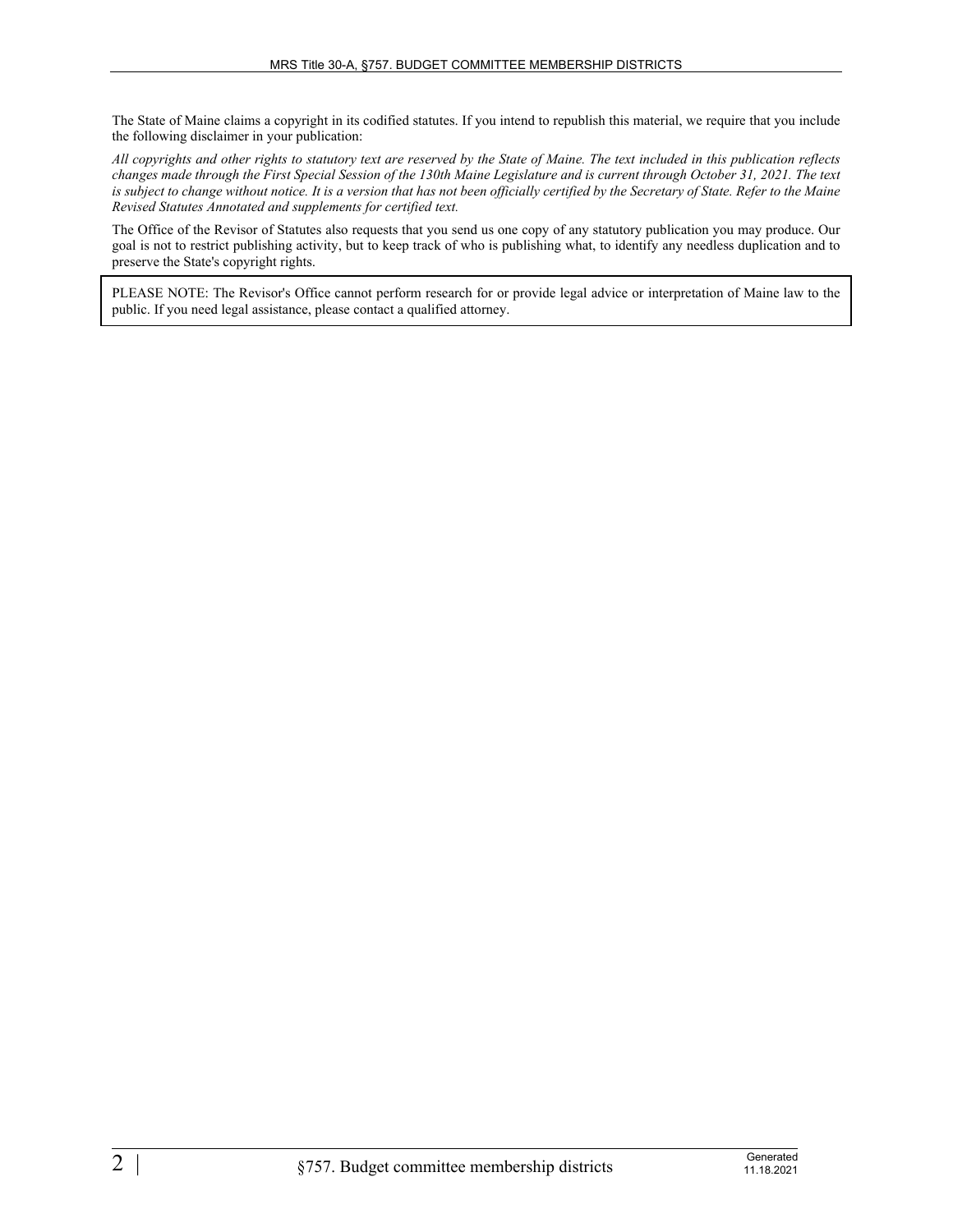The State of Maine claims a copyright in its codified statutes. If you intend to republish this material, we require that you include the following disclaimer in your publication:

*All copyrights and other rights to statutory text are reserved by the State of Maine. The text included in this publication reflects changes made through the First Special Session of the 130th Maine Legislature and is current through October 31, 2021. The text is subject to change without notice. It is a version that has not been officially certified by the Secretary of State. Refer to the Maine Revised Statutes Annotated and supplements for certified text.*

The Office of the Revisor of Statutes also requests that you send us one copy of any statutory publication you may produce. Our goal is not to restrict publishing activity, but to keep track of who is publishing what, to identify any needless duplication and to preserve the State's copyright rights.

PLEASE NOTE: The Revisor's Office cannot perform research for or provide legal advice or interpretation of Maine law to the public. If you need legal assistance, please contact a qualified attorney.